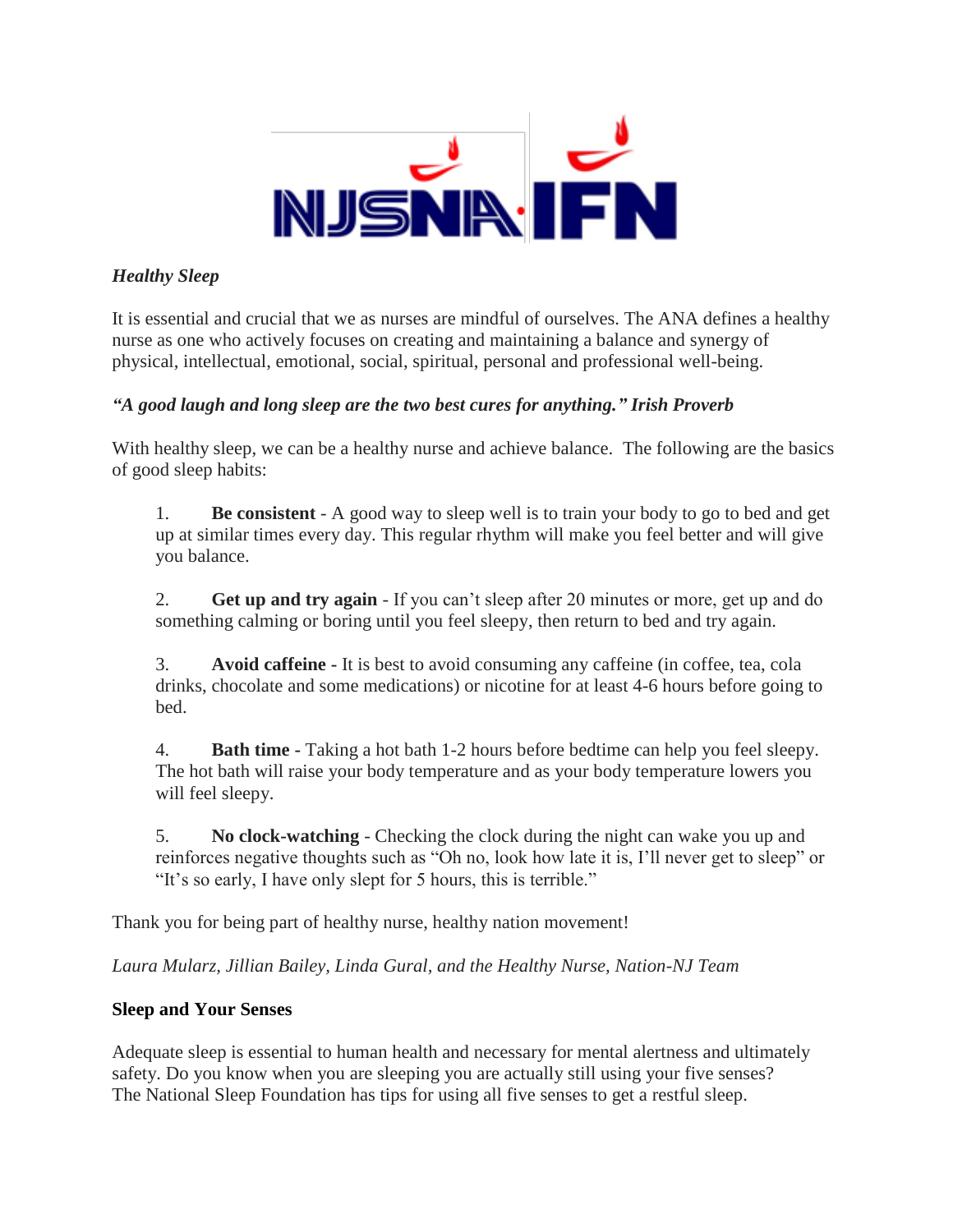***Healthy Sleep***

It is essential and crucial that we as nurses are mindful of ourselves. The ANA defines a healthy nurse as one who actively focuses on creating and maintaining a balance and synergy of physical, intellectual, emotional, social, spiritual, personal and professional well-being.

***"A good laugh and long sleep are the two best cures for anything." Irish Proverb***

With healthy sleep, we can be a healthy nurse and achieve balance. The following are the basics of good sleep habits:

1. **Be consistent** - A good way to sleep well is to train your body to go to bed and get up at similar times every day. This regular rhythm will make you feel better and will give you balance.

2. **Get up and try again** - If you can't sleep after 20 minutes or more, get up and do something calming or boring until you feel sleepy, then return to bed and try again.

3. **Avoid caffeine -** It is best to avoid consuming any caffeine (in coffee, tea, cola drinks, chocolate and some medications) or nicotine for at least 4-6 hours before going to bed.

4. **Bath time -** Taking a hot bath 1-2 hours before bedtime can help you feel sleepy. The hot bath will raise your body temperature and as your body temperature lowers you will feel sleepy.

5. **No clock-watching** - Checking the clock during the night can wake you up and reinforces negative thoughts such as "Oh no, look how late it is, I'll never get to sleep" or "It's so early, I have only slept for 5 hours, this is terrible."

Thank you for being part of healthy nurse, healthy nation movement!

*Laura Mularz, Jillian Bailey, Linda Gural, and the Healthy Nurse, Nation-NJ Team*

**Sleep and Your Senses**

Adequate sleep is essential to human health and necessary for mental alertness and ultimately safety. Do you know when you are sleeping you are actually still using your five senses? The National Sleep Foundation has tips for using all five senses to get a restful sleep.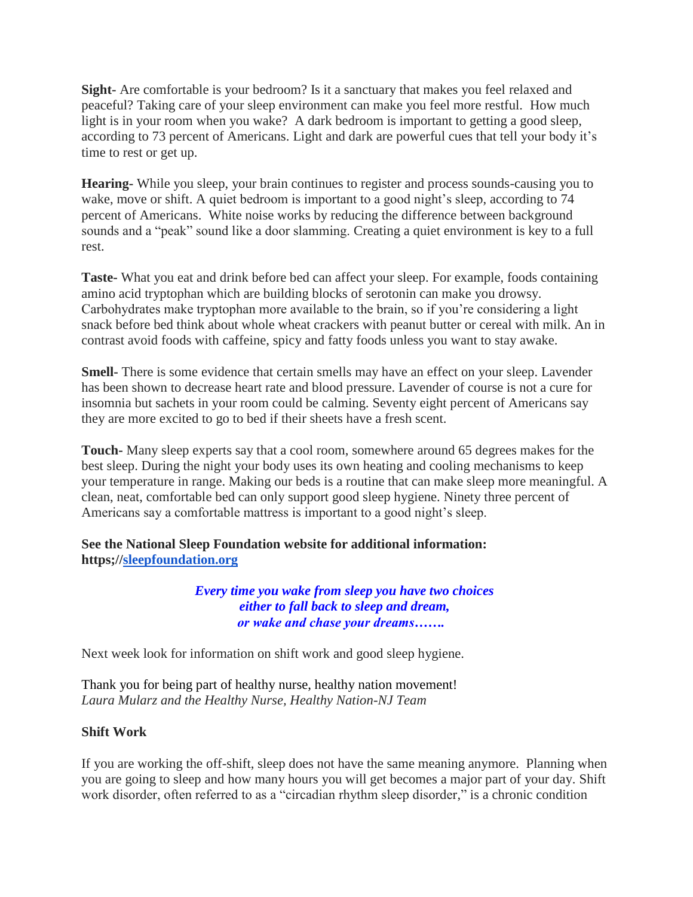**Sight-** Are comfortable is your bedroom? Is it a sanctuary that makes you feel relaxed and peaceful? Taking care of your sleep environment can make you feel more restful. How much light is in your room when you wake? A dark bedroom is important to getting a good sleep, according to 73 percent of Americans. Light and dark are powerful cues that tell your body it's time to rest or get up.

**Hearing-** While you sleep, your brain continues to register and process sounds-causing you to wake, move or shift. A quiet bedroom is important to a good night's sleep, according to 74 percent of Americans. White noise works by reducing the difference between background sounds and a "peak" sound like a door slamming. Creating a quiet environment is key to a full rest.

**Taste-** What you eat and drink before bed can affect your sleep. For example, foods containing amino acid tryptophan which are building blocks of serotonin can make you drowsy. Carbohydrates make tryptophan more available to the brain, so if you're considering a light snack before bed think about whole wheat crackers with peanut butter or cereal with milk. An in contrast avoid foods with caffeine, spicy and fatty foods unless you want to stay awake.

**Smell-** There is some evidence that certain smells may have an effect on your sleep. Lavender has been shown to decrease heart rate and blood pressure. Lavender of course is not a cure for insomnia but sachets in your room could be calming. Seventy eight percent of Americans say they are more excited to go to bed if their sheets have a fresh scent.

**Touch-** Many sleep experts say that a cool room, somewhere around 65 degrees makes for the best sleep. During the night your body uses its own heating and cooling mechanisms to keep your temperature in range. Making our beds is a routine that can make sleep more meaningful. A clean, neat, comfortable bed can only support good sleep hygiene. Ninety three percent of Americans say a comfortable mattress is important to a good night's sleep.

**See the National Sleep Foundation website for additional information: https;//[sleepfoundation.org](https://sleepfoundation.org)**

***Every time you wake from sleep you have two choices***
***either to fall back to sleep and dream,***
***or wake and chase your dreams…….***

Next week look for information on shift work and good sleep hygiene.

Thank you for being part of healthy nurse, healthy nation movement!
*Laura Mularz and the Healthy Nurse, Healthy Nation-NJ Team*

**Shift Work**

If you are working the off-shift, sleep does not have the same meaning anymore. Planning when you are going to sleep and how many hours you will get becomes a major part of your day. Shift work disorder, often referred to as a "circadian rhythm sleep disorder," is a chronic condition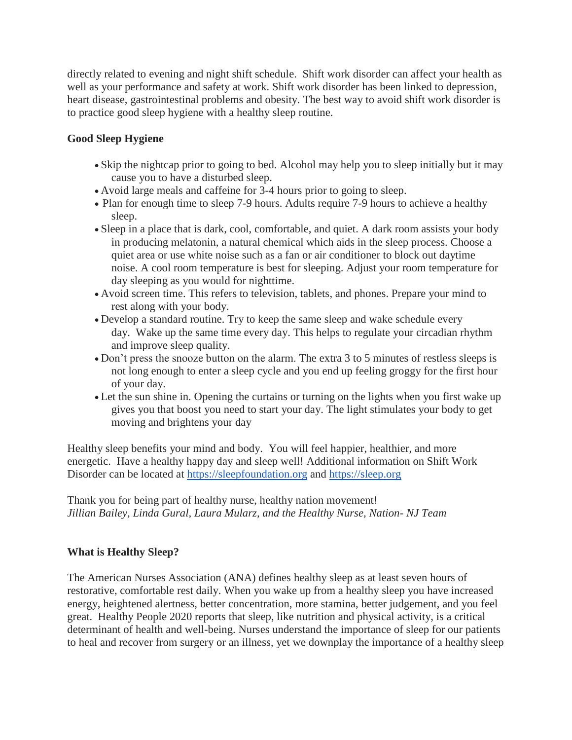directly related to evening and night shift schedule. Shift work disorder can affect your health as well as your performance and safety at work. Shift work disorder has been linked to depression, heart disease, gastrointestinal problems and obesity. The best way to avoid shift work disorder is to practice good sleep hygiene with a healthy sleep routine.

**Good Sleep Hygiene**

- Skip the nightcap prior to going to bed. Alcohol may help you to sleep initially but it may cause you to have a disturbed sleep.
- Avoid large meals and caffeine for 3-4 hours prior to going to sleep.
- Plan for enough time to sleep 7-9 hours. Adults require 7-9 hours to achieve a healthy sleep.
- Sleep in a place that is dark, cool, comfortable, and quiet. A dark room assists your body in producing melatonin, a natural chemical which aids in the sleep process. Choose a quiet area or use white noise such as a fan or air conditioner to block out daytime noise. A cool room temperature is best for sleeping. Adjust your room temperature for day sleeping as you would for nighttime.
- Avoid screen time. This refers to television, tablets, and phones. Prepare your mind to rest along with your body.
- Develop a standard routine. Try to keep the same sleep and wake schedule every day. Wake up the same time every day. This helps to regulate your circadian rhythm and improve sleep quality.
- Don't press the snooze button on the alarm. The extra 3 to 5 minutes of restless sleeps is not long enough to enter a sleep cycle and you end up feeling groggy for the first hour of your day.
- Let the sun shine in. Opening the curtains or turning on the lights when you first wake up gives you that boost you need to start your day. The light stimulates your body to get moving and brightens your day

Healthy sleep benefits your mind and body. You will feel happier, healthier, and more energetic. Have a healthy happy day and sleep well! Additional information on Shift Work Disorder can be located at [https://sleepfoundation.org](https://sleepfoundation.org) and [https://sleep.org](https://sleep.org)

Thank you for being part of healthy nurse, healthy nation movement!
*Jillian Bailey, Linda Gural, Laura Mularz, and the Healthy Nurse, Nation- NJ Team*

**What is Healthy Sleep?**

The American Nurses Association (ANA) defines healthy sleep as at least seven hours of restorative, comfortable rest daily. When you wake up from a healthy sleep you have increased energy, heightened alertness, better concentration, more stamina, better judgement, and you feel great. Healthy People 2020 reports that sleep, like nutrition and physical activity, is a critical determinant of health and well-being. Nurses understand the importance of sleep for our patients to heal and recover from surgery or an illness, yet we downplay the importance of a healthy sleep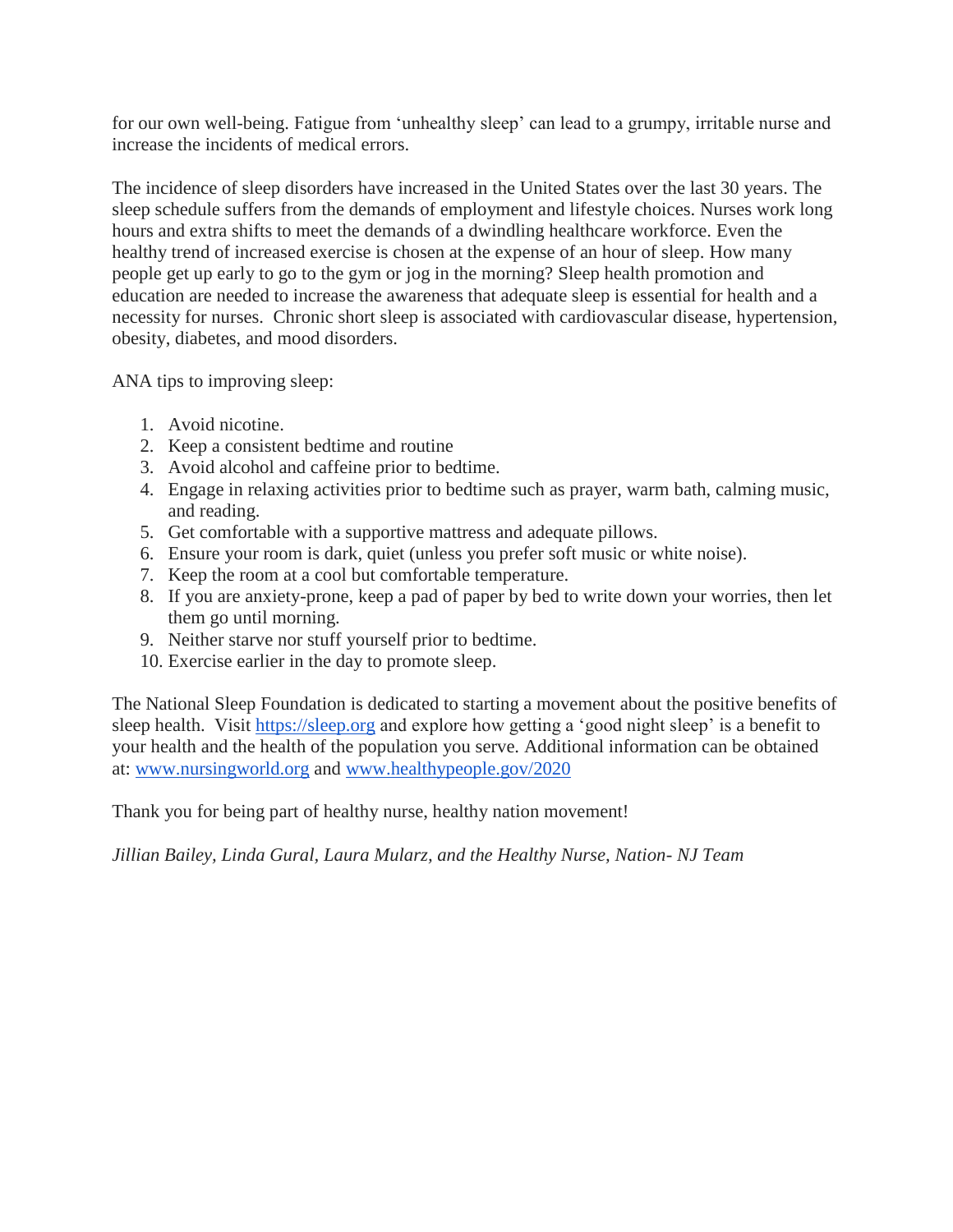for our own well-being. Fatigue from 'unhealthy sleep' can lead to a grumpy, irritable nurse and increase the incidents of medical errors.

The incidence of sleep disorders have increased in the United States over the last 30 years. The sleep schedule suffers from the demands of employment and lifestyle choices. Nurses work long hours and extra shifts to meet the demands of a dwindling healthcare workforce. Even the healthy trend of increased exercise is chosen at the expense of an hour of sleep. How many people get up early to go to the gym or jog in the morning? Sleep health promotion and education are needed to increase the awareness that adequate sleep is essential for health and a necessity for nurses. Chronic short sleep is associated with cardiovascular disease, hypertension, obesity, diabetes, and mood disorders.

ANA tips to improving sleep:

1. Avoid nicotine.
2. Keep a consistent bedtime and routine
3. Avoid alcohol and caffeine prior to bedtime.
4. Engage in relaxing activities prior to bedtime such as prayer, warm bath, calming music, and reading.
5. Get comfortable with a supportive mattress and adequate pillows.
6. Ensure your room is dark, quiet (unless you prefer soft music or white noise).
7. Keep the room at a cool but comfortable temperature.
8. If you are anxiety-prone, keep a pad of paper by bed to write down your worries, then let them go until morning.
9. Neither starve nor stuff yourself prior to bedtime.
10. Exercise earlier in the day to promote sleep.

The National Sleep Foundation is dedicated to starting a movement about the positive benefits of sleep health. Visit [https://sleep.org](https://sleep.org) and explore how getting a 'good night sleep' is a benefit to your health and the health of the population you serve. Additional information can be obtained at: [www.nursingworld.org](http://www.nursingworld.org) and [www.healthypeople.gov/2020](http://www.healthypeople.gov/2020)

Thank you for being part of healthy nurse, healthy nation movement!

*Jillian Bailey, Linda Gural, Laura Mularz, and the Healthy Nurse, Nation- NJ Team*